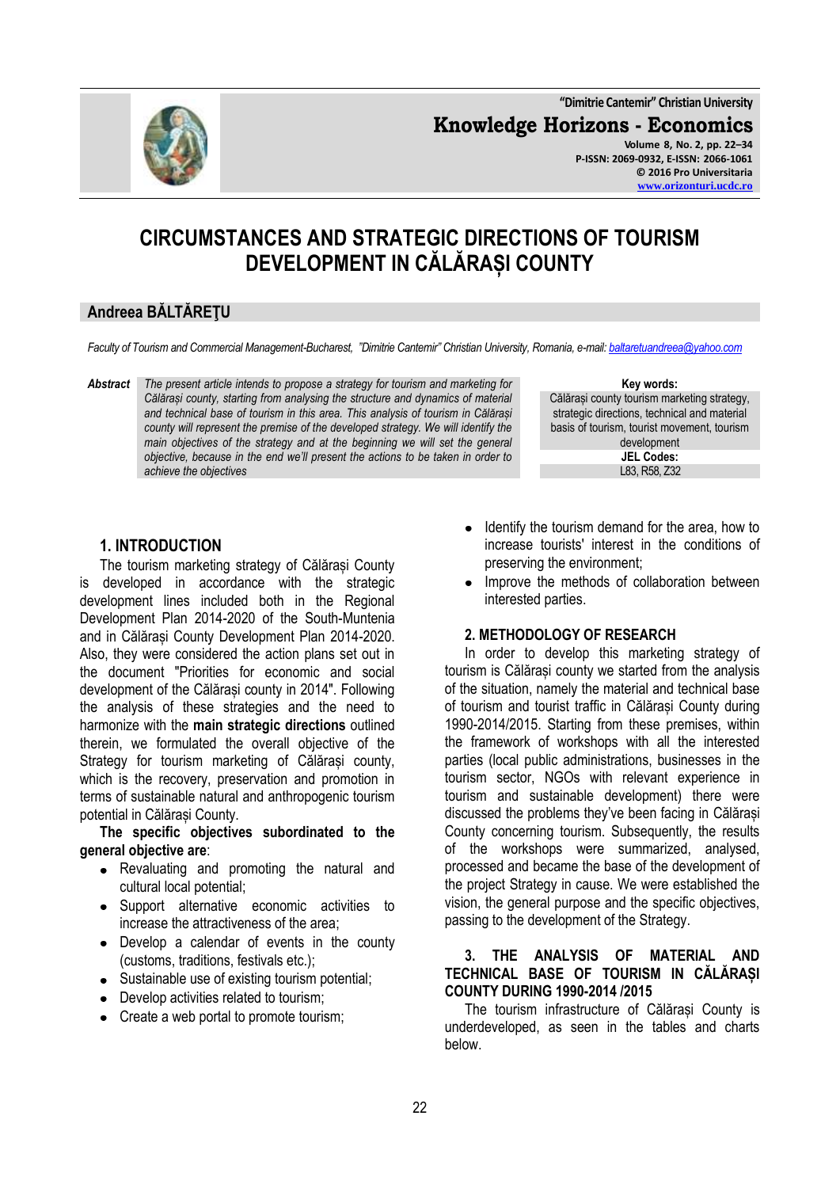# CIRCUMSTANCES AND STRATEGIC DIRECTIONS OF TOURISM DEVELOPMENT IN CĂLĂRAȘI COUNTY

## Andreea BĂLTĂREŢU

*Faculty of Tourism and Commercial Management-Bucharest, "Dimitrie Cantemir" Christian University, Romania, e-mail: baltaretuandreea@yahoo.com*

**Abstract** *The present article intends to propose a strategy for tourism and marketing for Călărași county, starting from analysing the structure and dynamics of material and technical base of tourism in this area. This analysis of tourism in Călărași county will represent the premise of the developed strategy. We will identify the main objectives of the strategy and at the beginning we will set the general objective, because in the end we'll present the actions to be taken in order to achieve the objectives*

**Key words:**
Călărași county tourism marketing strategy, strategic directions, technical and material basis of tourism, tourist movement, tourism development

**JEL Codes:**
L83, R58, Z32

## 1. INTRODUCTION

The tourism marketing strategy of Călărași County is developed in accordance with the strategic development lines included both in the Regional Development Plan 2014-2020 of the South-Muntenia and in Călărași County Development Plan 2014-2020. Also, they were considered the action plans set out in the document "Priorities for economic and social development of the Călărași county in 2014". Following the analysis of these strategies and the need to harmonize with the **main strategic directions** outlined therein, we formulated the overall objective of the Strategy for tourism marketing of Călărași county, which is the recovery, preservation and promotion in terms of sustainable natural and anthropogenic tourism potential in Călărași County.

**The specific objectives subordinated to the general objective are**:

- Revaluating and promoting the natural and cultural local potential;
- Support alternative economic activities to increase the attractiveness of the area;
- Develop a calendar of events in the county (customs, traditions, festivals etc.);
- Sustainable use of existing tourism potential;
- Develop activities related to tourism;
- Create a web portal to promote tourism;
- Identify the tourism demand for the area, how to increase tourists' interest in the conditions of preserving the environment;
- Improve the methods of collaboration between interested parties.

## 2. METHODOLOGY OF RESEARCH

In order to develop this marketing strategy of tourism is Călărași county we started from the analysis of the situation, namely the material and technical base of tourism and tourist traffic in Călărași County during 1990-2014/2015. Starting from these premises, within the framework of workshops with all the interested parties (local public administrations, businesses in the tourism sector, NGOs with relevant experience in tourism and sustainable development) there were discussed the problems they've been facing in Călărași County concerning tourism. Subsequently, the results of the workshops were summarized, analysed, processed and became the base of the development of the project Strategy in cause. We were established the vision, the general purpose and the specific objectives, passing to the development of the Strategy.

## 3. THE ANALYSIS OF MATERIAL AND TECHNICAL BASE OF TOURISM IN CĂLĂRAȘI COUNTY DURING 1990-2014 /2015

The tourism infrastructure of Călărași County is underdeveloped, as seen in the tables and charts below.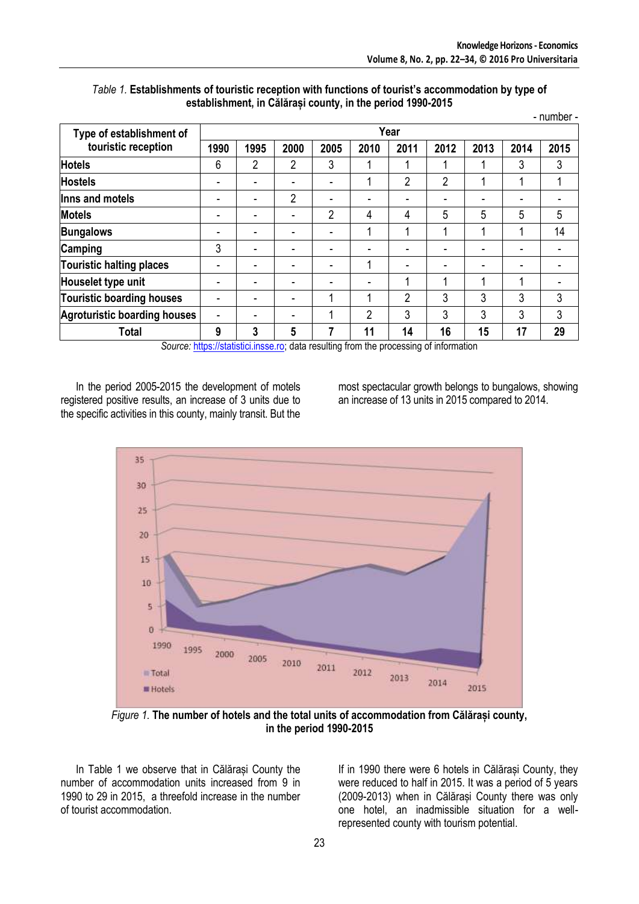*Table 1.* **Establishments of touristic reception with functions of tourist's accommodation by type of establishment, in Călărași county, in the period 1990-2015**

- number -

| Type of establishment of touristic reception | Year | | | | | | | | | |
|---|---|---|---|---|---|---|---|---|---|---|
| | 1990 | 1995 | 2000 | 2005 | 2010 | 2011 | 2012 | 2013 | 2014 | 2015 |
| **Hotels** | 6 | 2 | 2 | 3 | 1 | 1 | 1 | 1 | 3 | 3 |
| **Hostels** | - | - | - | - | 1 | 2 | 2 | 1 | 1 | 1 |
| **Inns and motels** | - | - | 2 | - | - | - | - | - | - | - |
| **Motels** | - | - | - | 2 | 4 | 4 | 5 | 5 | 5 | 5 |
| **Bungalows** | - | - | - | - | 1 | 1 | 1 | 1 | 1 | 14 |
| **Camping** | 3 | - | - | - | - | - | - | - | - | - |
| **Touristic halting places** | - | - | - | - | 1 | - | - | - | - | - |
| **Houselet type unit** | - | - | - | - | - | 1 | 1 | 1 | 1 | - |
| **Touristic boarding houses** | - | - | - | 1 | 1 | 2 | 3 | 3 | 3 | 3 |
| **Agroturistic boarding houses** | - | - | - | 1 | 2 | 3 | 3 | 3 | 3 | 3 |
| **Total** | **9** | **3** | **5** | **7** | **11** | **14** | **16** | **15** | **17** | **29** |

*Source:* https://statistici.insse.ro; data resulting from the processing of information

In the period 2005-2015 the development of motels registered positive results, an increase of 3 units due to the specific activities in this county, mainly transit. But the most spectacular growth belongs to bungalows, showing an increase of 13 units in 2015 compared to 2014.

*Figure 1.* **The number of hotels and the total units of accommodation from Călărași county, in the period 1990-2015**

In Table 1 we observe that in Călărași County the number of accommodation units increased from 9 in 1990 to 29 in 2015, a threefold increase in the number of tourist accommodation.

If in 1990 there were 6 hotels in Călărași County, they were reduced to half in 2015. It was a period of 5 years (2009-2013) when in Călărași County there was only one hotel, an inadmissible situation for a well-represented county with tourism potential.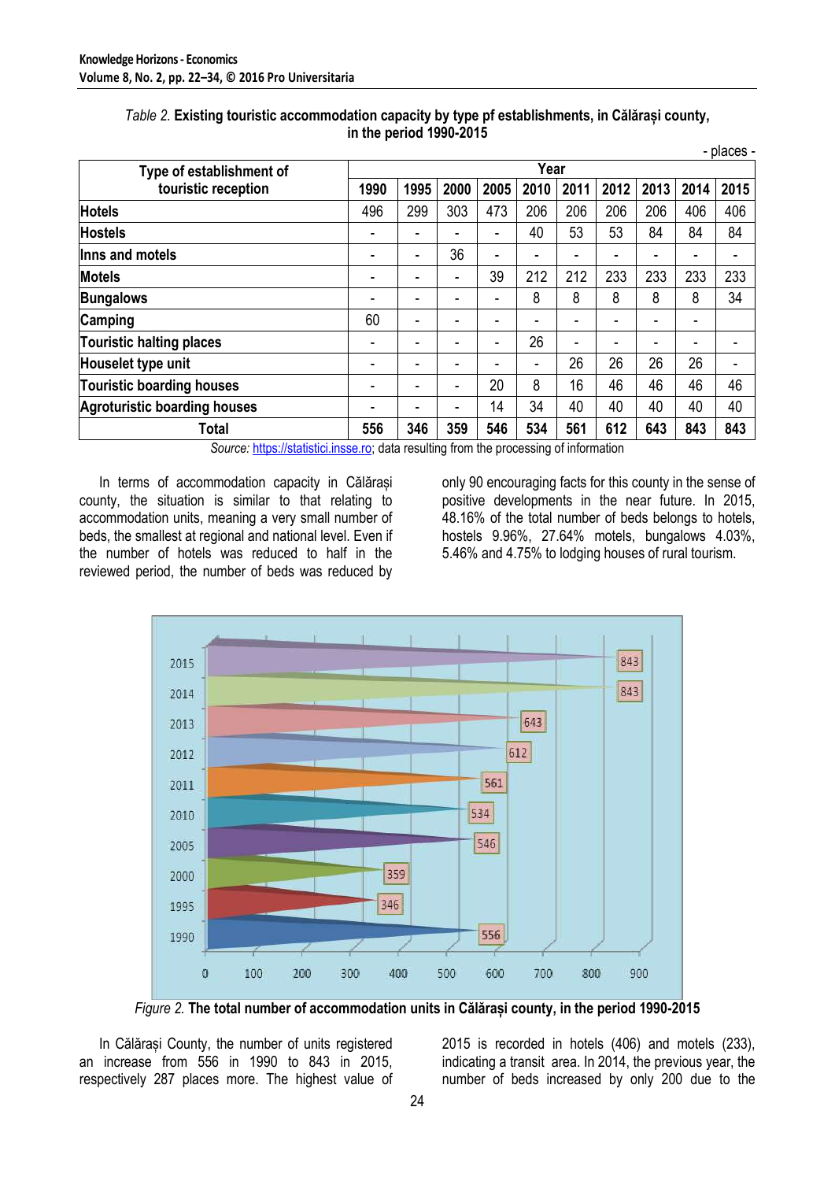*Table 2.* **Existing touristic accommodation capacity by type pf establishments, in Călărași county, in the period 1990-2015**

\- places -

| Type of establishment of touristic reception | Year | | | | | | | | | |
|---|---|---|---|---|---|---|---|---|---|---|
| | 1990 | 1995 | 2000 | 2005 | 2010 | 2011 | 2012 | 2013 | 2014 | 2015 |
| **Hotels** | 496 | 299 | 303 | 473 | 206 | 206 | 206 | 206 | 406 | 406 |
| **Hostels** | - | - | - | - | 40 | 53 | 53 | 84 | 84 | 84 |
| **Inns and motels** | - | - | 36 | - | - | - | - | - | - | - |
| **Motels** | - | - | - | 39 | 212 | 212 | 233 | 233 | 233 | 233 |
| **Bungalows** | - | - | - | - | 8 | 8 | 8 | 8 | 8 | 34 |
| **Camping** | 60 | - | - | - | - | - | - | - | - | |
| **Touristic halting places** | - | - | - | - | 26 | - | - | - | - | - |
| **Houselet type unit** | - | - | - | - | - | 26 | 26 | 26 | 26 | - |
| **Touristic boarding houses** | - | - | - | 20 | 8 | 16 | 46 | 46 | 46 | 46 |
| **Agroturistic boarding houses** | - | - | - | 14 | 34 | 40 | 40 | 40 | 40 | 40 |
| **Total** | **556** | **346** | **359** | **546** | **534** | **561** | **612** | **643** | **843** | **843** |

*Source:* https://statistici.insse.ro; data resulting from the processing of information

In terms of accommodation capacity in Călărași county, the situation is similar to that relating to accommodation units, meaning a very small number of beds, the smallest at regional and national level. Even if the number of hotels was reduced to half in the reviewed period, the number of beds was reduced by only 90 encouraging facts for this county in the sense of positive developments in the near future. In 2015, 48.16% of the total number of beds belongs to hotels, hostels 9.96%, 27.64% motels, bungalows 4.03%, 5.46% and 4.75% to lodging houses of rural tourism.

*Figure 2.* **The total number of accommodation units in Călărași county, in the period 1990-2015**

In Călărași County, the number of units registered an increase from 556 in 1990 to 843 in 2015, respectively 287 places more. The highest value of 2015 is recorded in hotels (406) and motels (233), indicating a transit area. In 2014, the previous year, the number of beds increased by only 200 due to the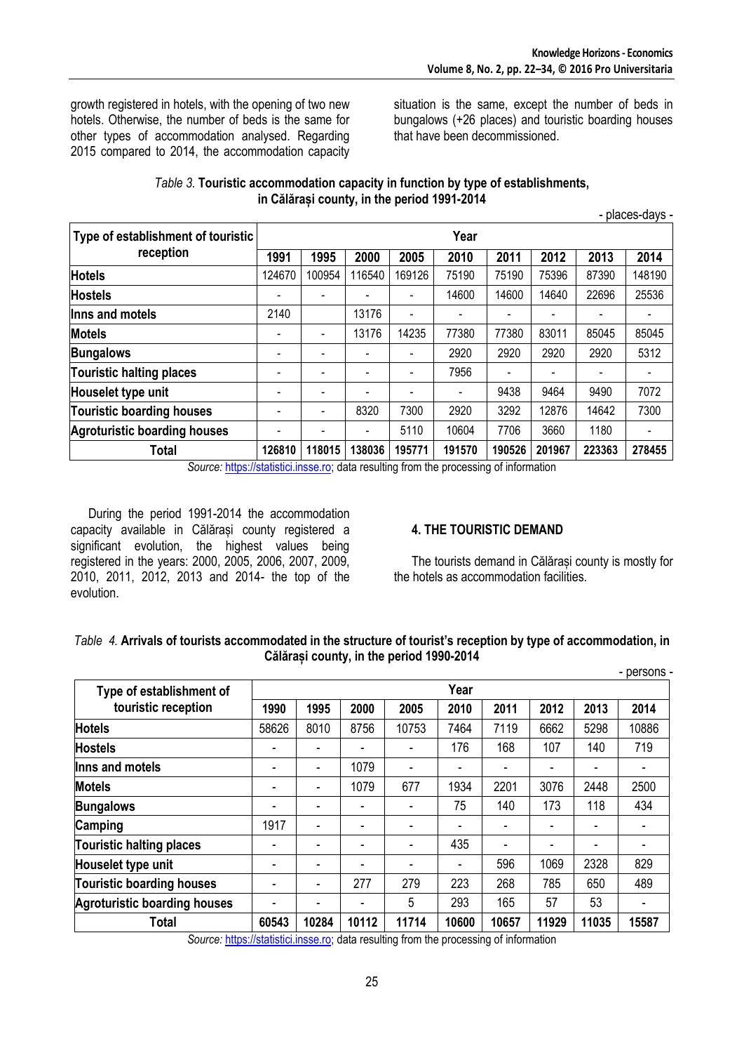growth registered in hotels, with the opening of two new hotels. Otherwise, the number of beds is the same for other types of accommodation analysed. Regarding 2015 compared to 2014, the accommodation capacity situation is the same, except the number of beds in bungalows (+26 places) and touristic boarding houses that have been decommissioned.

*Table 3.* **Touristic accommodation capacity in function by type of establishments, in Călărași county, in the period 1991-2014**

- places-days -

| Type of establishment of touristic reception | Year | | | | | | | | |
|---|---|---|---|---|---|---|---|---|---|
| | 1991 | 1995 | 2000 | 2005 | 2010 | 2011 | 2012 | 2013 | 2014 |
| **Hotels** | 124670 | 100954 | 116540 | 169126 | 75190 | 75190 | 75396 | 87390 | 148190 |
| **Hostels** | - | - | - | - | 14600 | 14600 | 14640 | 22696 | 25536 |
| **Inns and motels** | 2140 | | 13176 | - | - | - | - | - | - |
| **Motels** | - | - | 13176 | 14235 | 77380 | 77380 | 83011 | 85045 | 85045 |
| **Bungalows** | - | - | - | - | 2920 | 2920 | 2920 | 2920 | 5312 |
| **Touristic halting places** | - | - | - | - | 7956 | - | - | - | - |
| **Houselet type unit** | - | - | - | - | - | 9438 | 9464 | 9490 | 7072 |
| **Touristic boarding houses** | - | - | 8320 | 7300 | 2920 | 3292 | 12876 | 14642 | 7300 |
| **Agroturistic boarding houses** | - | - | - | 5110 | 10604 | 7706 | 3660 | 1180 | - |
| **Total** | **126810** | **118015** | **138036** | **195771** | **191570** | **190526** | **201967** | **223363** | **278455** |

*Source:* https://statistici.insse.ro; data resulting from the processing of information

During the period 1991-2014 the accommodation capacity available in Călărași county registered a significant evolution, the highest values being registered in the years: 2000, 2005, 2006, 2007, 2009, 2010, 2011, 2012, 2013 and 2014- the top of the evolution.

## 4. THE TOURISTIC DEMAND

The tourists demand in Călărași county is mostly for the hotels as accommodation facilities.

*Table 4.* **Arrivals of tourists accommodated in the structure of tourist's reception by type of accommodation, in Călărași county, in the period 1990-2014**

- persons -

| Type of establishment of touristic reception | Year | | | | | | | | |
|---|---|---|---|---|---|---|---|---|---|
| | 1990 | 1995 | 2000 | 2005 | 2010 | 2011 | 2012 | 2013 | 2014 |
| **Hotels** | 58626 | 8010 | 8756 | 10753 | 7464 | 7119 | 6662 | 5298 | 10886 |
| **Hostels** | - | - | - | - | 176 | 168 | 107 | 140 | 719 |
| **Inns and motels** | - | - | 1079 | - | - | - | - | - | - |
| **Motels** | - | - | 1079 | 677 | 1934 | 2201 | 3076 | 2448 | 2500 |
| **Bungalows** | - | - | - | - | 75 | 140 | 173 | 118 | 434 |
| **Camping** | 1917 | - | - | - | - | - | - | - | - |
| **Touristic halting places** | - | - | - | - | 435 | - | - | - | - |
| **Houselet type unit** | - | - | - | - | - | 596 | 1069 | 2328 | 829 |
| **Touristic boarding houses** | - | - | 277 | 279 | 223 | 268 | 785 | 650 | 489 |
| **Agroturistic boarding houses** | - | - | - | 5 | 293 | 165 | 57 | 53 | - |
| **Total** | **60543** | **10284** | **10112** | **11714** | **10600** | **10657** | **11929** | **11035** | **15587** |

*Source:* https://statistici.insse.ro; data resulting from the processing of information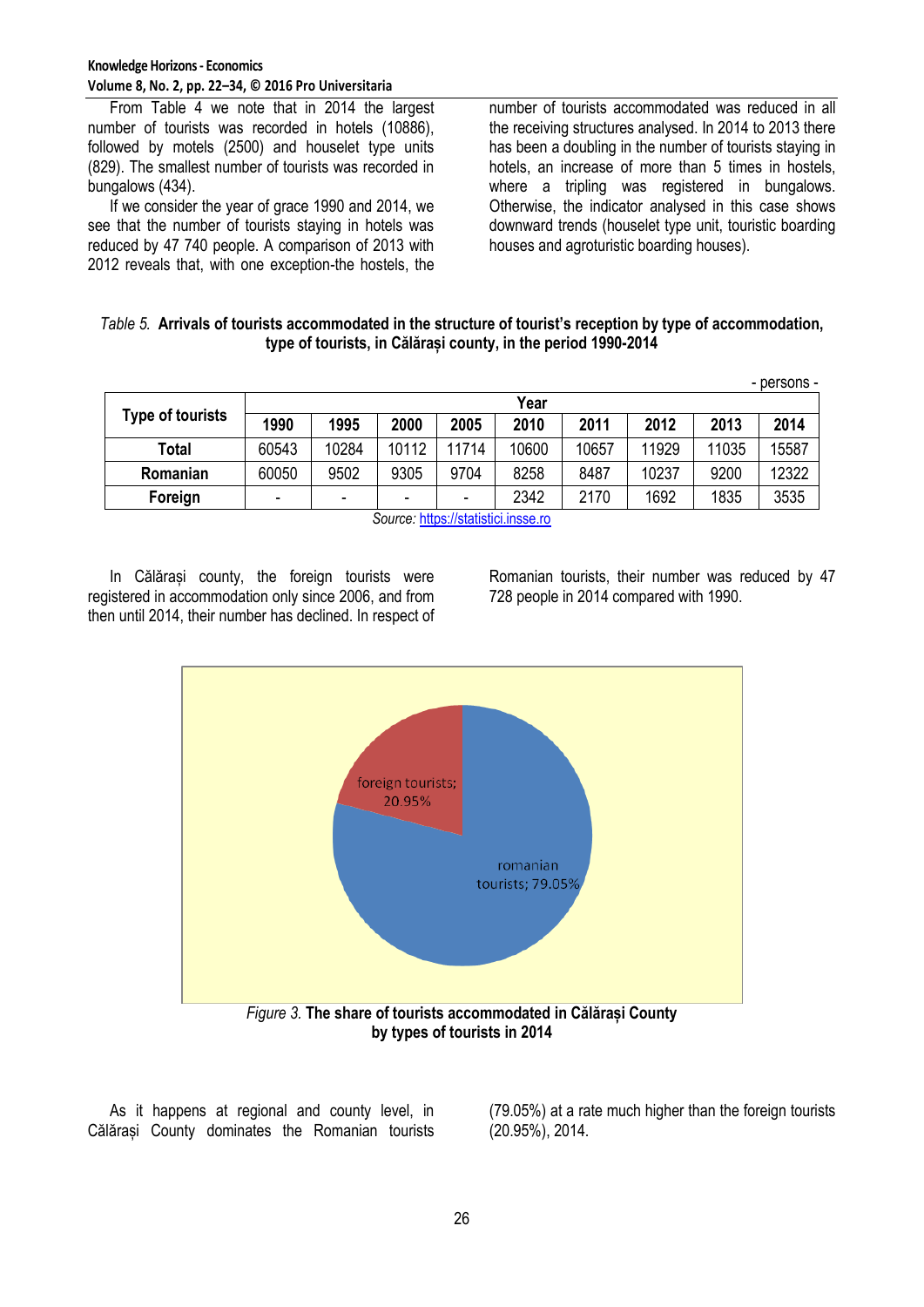From Table 4 we note that in 2014 the largest number of tourists was recorded in hotels (10886), followed by motels (2500) and houselet type units (829). The smallest number of tourists was recorded in bungalows (434).

If we consider the year of grace 1990 and 2014, we see that the number of tourists staying in hotels was reduced by 47 740 people. A comparison of 2013 with 2012 reveals that, with one exception-the hostels, the number of tourists accommodated was reduced in all the receiving structures analysed. In 2014 to 2013 there has been a doubling in the number of tourists staying in hotels, an increase of more than 5 times in hostels, where a tripling was registered in bungalows. Otherwise, the indicator analysed in this case shows downward trends (houselet type unit, touristic boarding houses and agroturistic boarding houses).

*Table 5.* **Arrivals of tourists accommodated in the structure of tourist's reception by type of accommodation, type of tourists, in Călărași county, in the period 1990-2014**

- persons -

| Type of tourists | Year | | | | | | | | |
|---|---|---|---|---|---|---|---|---|---|
| | 1990 | 1995 | 2000 | 2005 | 2010 | 2011 | 2012 | 2013 | 2014 |
| Total | 60543 | 10284 | 10112 | 11714 | 10600 | 10657 | 11929 | 11035 | 15587 |
| Romanian | 60050 | 9502 | 9305 | 9704 | 8258 | 8487 | 10237 | 9200 | 12322 |
| Foreign | - | - | - | - | 2342 | 2170 | 1692 | 1835 | 3535 |

*Source:* https://statistici.insse.ro

In Călărași county, the foreign tourists were registered in accommodation only since 2006, and from then until 2014, their number has declined. In respect of Romanian tourists, their number was reduced by 47 728 people in 2014 compared with 1990.

*Figure 3.* **The share of tourists accommodated in Călărași County by types of tourists in 2014**

As it happens at regional and county level, in Călărași County dominates the Romanian tourists (79.05%) at a rate much higher than the foreign tourists (20.95%), 2014.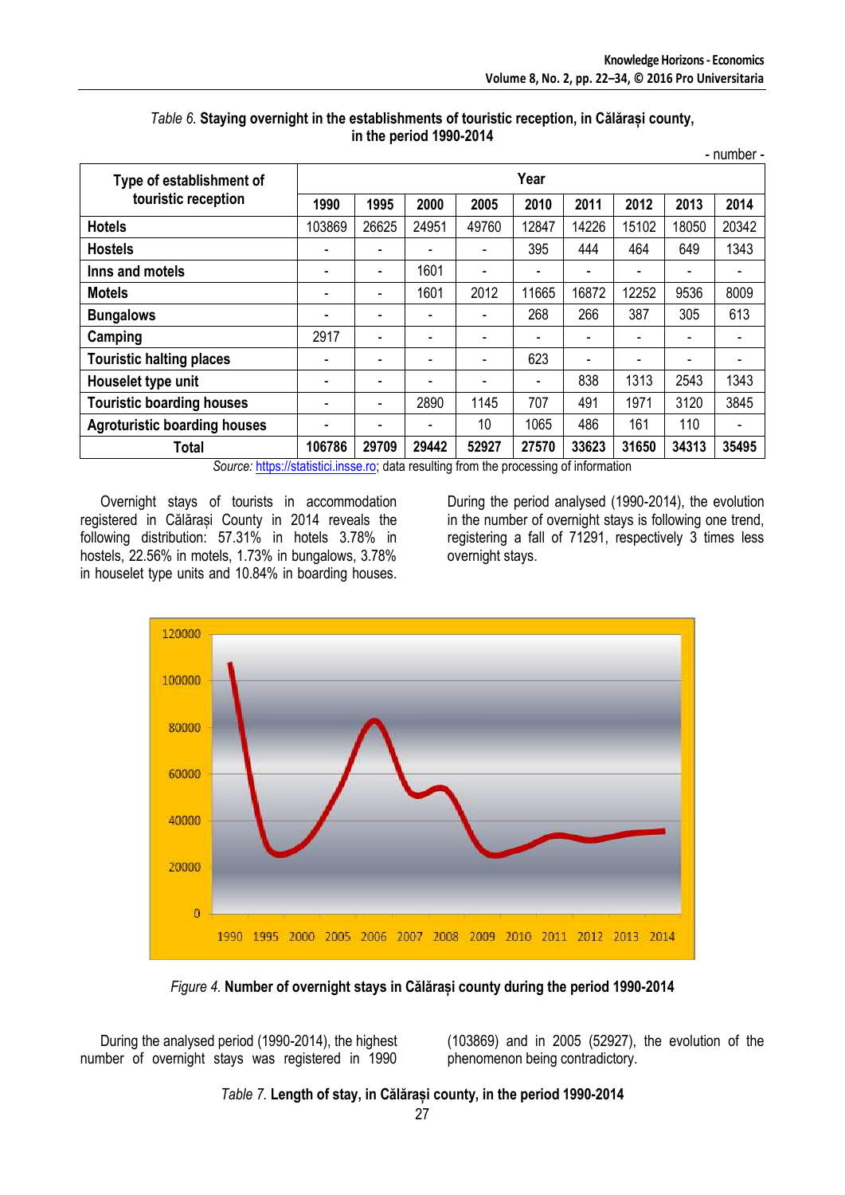*Table 6.* **Staying overnight in the establishments of touristic reception, in Călărași county, in the period 1990-2014**

- number -

| Type of establishment of touristic reception | Year | | | | | | | | |
|---|---|---|---|---|---|---|---|---|---|
| | 1990 | 1995 | 2000 | 2005 | 2010 | 2011 | 2012 | 2013 | 2014 |
| **Hotels** | 103869 | 26625 | 24951 | 49760 | 12847 | 14226 | 15102 | 18050 | 20342 |
| **Hostels** | - | - | - | - | 395 | 444 | 464 | 649 | 1343 |
| **Inns and motels** | - | - | 1601 | - | - | - | - | - | - |
| **Motels** | - | - | 1601 | 2012 | 11665 | 16872 | 12252 | 9536 | 8009 |
| **Bungalows** | - | - | - | - | 268 | 266 | 387 | 305 | 613 |
| **Camping** | 2917 | - | - | - | - | - | - | - | - |
| **Touristic halting places** | - | - | - | - | 623 | - | - | - | - |
| **Houselet type unit** | - | - | - | - | - | 838 | 1313 | 2543 | 1343 |
| **Touristic boarding houses** | - | - | 2890 | 1145 | 707 | 491 | 1971 | 3120 | 3845 |
| **Agroturistic boarding houses** | - | - | - | 10 | 1065 | 486 | 161 | 110 | - |
| **Total** | **106786** | **29709** | **29442** | **52927** | **27570** | **33623** | **31650** | **34313** | **35495** |

*Source:* https://statistici.insse.ro; data resulting from the processing of information

Overnight stays of tourists in accommodation registered in Călărași County in 2014 reveals the following distribution: 57.31% in hotels 3.78% in hostels, 22.56% in motels, 1.73% in bungalows, 3.78% in houselet type units and 10.84% in boarding houses.

During the period analysed (1990-2014), the evolution in the number of overnight stays is following one trend, registering a fall of 71291, respectively 3 times less overnight stays.

*Figure 4.* **Number of overnight stays in Călărași county during the period 1990-2014**

During the analysed period (1990-2014), the highest number of overnight stays was registered in 1990 (103869) and in 2005 (52927), the evolution of the phenomenon being contradictory.

*Table 7.* **Length of stay, in Călărași county, in the period 1990-2014**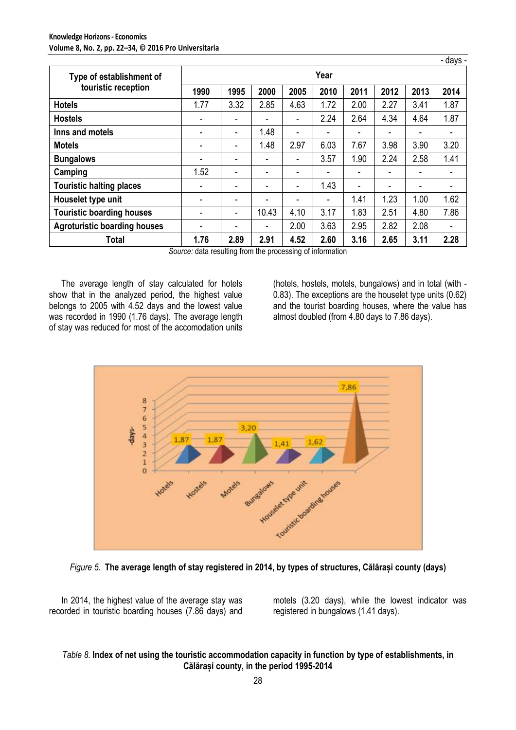- days -

| Type of establishment of touristic reception | Year | | | | | | | | |
|---|---|---|---|---|---|---|---|---|---|
| | 1990 | 1995 | 2000 | 2005 | 2010 | 2011 | 2012 | 2013 | 2014 |
| **Hotels** | 1.77 | 3.32 | 2.85 | 4.63 | 1.72 | 2.00 | 2.27 | 3.41 | 1.87 |
| **Hostels** | - | - | - | - | 2.24 | 2.64 | 4.34 | 4.64 | 1.87 |
| **Inns and motels** | - | - | 1.48 | - | - | - | - | - | - |
| **Motels** | - | - | 1.48 | 2.97 | 6.03 | 7.67 | 3.98 | 3.90 | 3.20 |
| **Bungalows** | - | - | - | - | 3.57 | 1.90 | 2.24 | 2.58 | 1.41 |
| **Camping** | 1.52 | - | - | - | - | - | - | - | - |
| **Touristic halting places** | - | - | - | - | 1.43 | - | - | - | - |
| **Houselet type unit** | - | - | - | - | - | 1.41 | 1.23 | 1.00 | 1.62 |
| **Touristic boarding houses** | - | - | 10.43 | 4.10 | 3.17 | 1.83 | 2.51 | 4.80 | 7.86 |
| **Agroturistic boarding houses** | - | - | - | 2.00 | 3.63 | 2.95 | 2.82 | 2.08 | - |
| **Total** | **1.76** | **2.89** | **2.91** | **4.52** | **2.60** | **3.16** | **2.65** | **3.11** | **2.28** |

*Source:* data resulting from the processing of information

The average length of stay calculated for hotels show that in the analyzed period, the highest value belongs to 2005 with 4.52 days and the lowest value was recorded in 1990 (1.76 days). The average length of stay was reduced for most of the accomodation units (hotels, hostels, motels, bungalows) and in total (with - 0.83). The exceptions are the houselet type units (0.62) and the tourist boarding houses, where the value has almost doubled (from 4.80 days to 7.86 days).

*Figure 5.* **The average length of stay registered in 2014, by types of structures, Călărași county (days)**

In 2014, the highest value of the average stay was recorded in touristic boarding houses (7.86 days) and motels (3.20 days), while the lowest indicator was registered in bungalows (1.41 days).

*Table 8.* **Index of net using the touristic accommodation capacity in function by type of establishments, in Călărași county, in the period 1995-2014**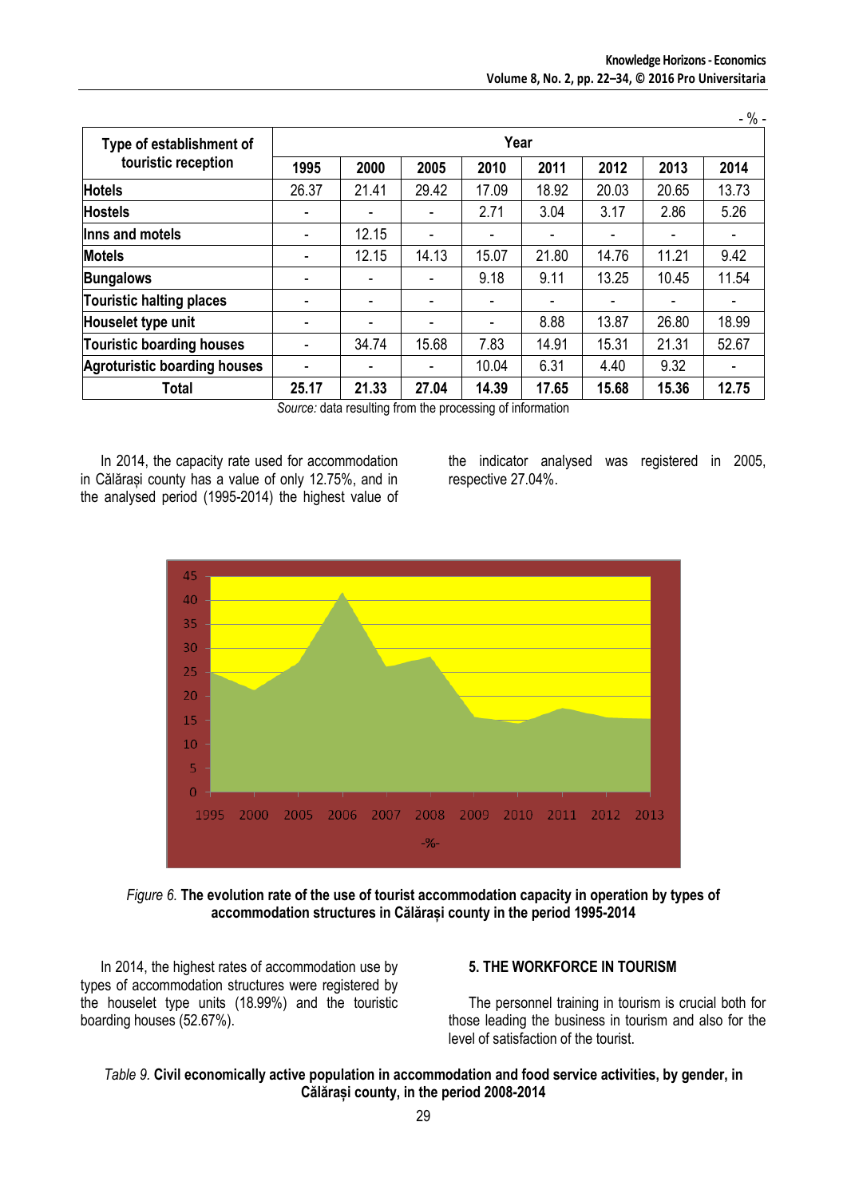- % -

| Type of establishment of touristic reception | Year | | | | | | | |
|---|---|---|---|---|---|---|---|---|
| | 1995 | 2000 | 2005 | 2010 | 2011 | 2012 | 2013 | 2014 |
| **Hotels** | 26.37 | 21.41 | 29.42 | 17.09 | 18.92 | 20.03 | 20.65 | 13.73 |
| **Hostels** | - | - | - | 2.71 | 3.04 | 3.17 | 2.86 | 5.26 |
| **Inns and motels** | - | 12.15 | - | - | - | - | - | - |
| **Motels** | - | 12.15 | 14.13 | 15.07 | 21.80 | 14.76 | 11.21 | 9.42 |
| **Bungalows** | - | - | - | 9.18 | 9.11 | 13.25 | 10.45 | 11.54 |
| **Touristic halting places** | - | - | - | - | - | - | - | - |
| **Houselet type unit** | - | - | - | - | 8.88 | 13.87 | 26.80 | 18.99 |
| **Touristic boarding houses** | - | 34.74 | 15.68 | 7.83 | 14.91 | 15.31 | 21.31 | 52.67 |
| **Agroturistic boarding houses** | - | - | - | 10.04 | 6.31 | 4.40 | 9.32 | - |
| **Total** | **25.17** | **21.33** | **27.04** | **14.39** | **17.65** | **15.68** | **15.36** | **12.75** |

*Source:* data resulting from the processing of information

In 2014, the capacity rate used for accommodation in Călărași county has a value of only 12.75%, and in the analysed period (1995-2014) the highest value of the indicator analysed was registered in 2005, respective 27.04%.

*Figure 6.* **The evolution rate of the use of tourist accommodation capacity in operation by types of accommodation structures in Călărași county in the period 1995-2014**

In 2014, the highest rates of accommodation use by types of accommodation structures were registered by the houselet type units (18.99%) and the touristic boarding houses (52.67%).

## 5. THE WORKFORCE IN TOURISM

The personnel training in tourism is crucial both for those leading the business in tourism and also for the level of satisfaction of the tourist.

*Table 9.* **Civil economically active population in accommodation and food service activities, by gender, in Călărași county, in the period 2008-2014**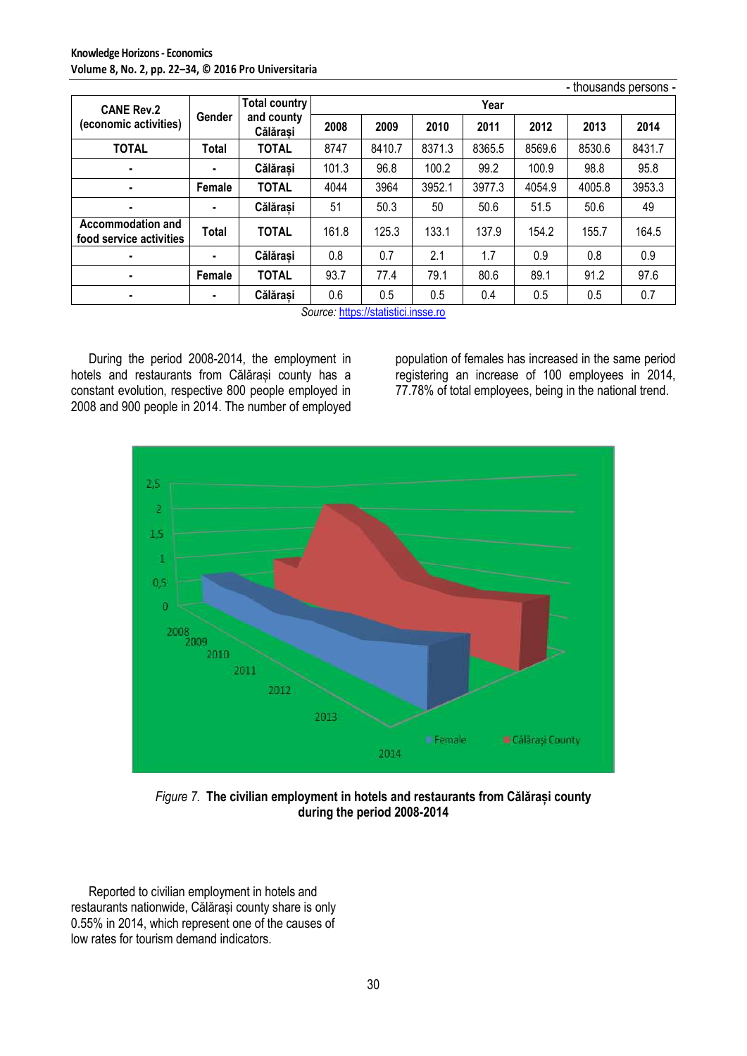- thousands persons -

| CANE Rev.2 (economic activities) | Gender | Total country and county Călărași | Year | | | | | | |
|---|---|---|---|---|---|---|---|---|---|
| | | | 2008 | 2009 | 2010 | 2011 | 2012 | 2013 | 2014 |
| TOTAL | Total | TOTAL | 8747 | 8410.7 | 8371.3 | 8365.5 | 8569.6 | 8530.6 | 8431.7 |
| - | - | Călărași | 101.3 | 96.8 | 100.2 | 99.2 | 100.9 | 98.8 | 95.8 |
| - | Female | TOTAL | 4044 | 3964 | 3952.1 | 3977.3 | 4054.9 | 4005.8 | 3953.3 |
| - | - | Călărași | 51 | 50.3 | 50 | 50.6 | 51.5 | 50.6 | 49 |
| Accommodation and food service activities | Total | TOTAL | 161.8 | 125.3 | 133.1 | 137.9 | 154.2 | 155.7 | 164.5 |
| - | - | Călărași | 0.8 | 0.7 | 2.1 | 1.7 | 0.9 | 0.8 | 0.9 |
| - | Female | TOTAL | 93.7 | 77.4 | 79.1 | 80.6 | 89.1 | 91.2 | 97.6 |
| - | - | Călărași | 0.6 | 0.5 | 0.5 | 0.4 | 0.5 | 0.5 | 0.7 |

*Source:* https://statistici.insse.ro

During the period 2008-2014, the employment in hotels and restaurants from Călărași county has a constant evolution, respective 800 people employed in 2008 and 900 people in 2014. The number of employed population of females has increased in the same period registering an increase of 100 employees in 2014, 77.78% of total employees, being in the national trend.

*Figure 7.* **The civilian employment in hotels and restaurants from Călărași county during the period 2008-2014**

Reported to civilian employment in hotels and restaurants nationwide, Călărași county share is only 0.55% in 2014, which represent one of the causes of low rates for tourism demand indicators.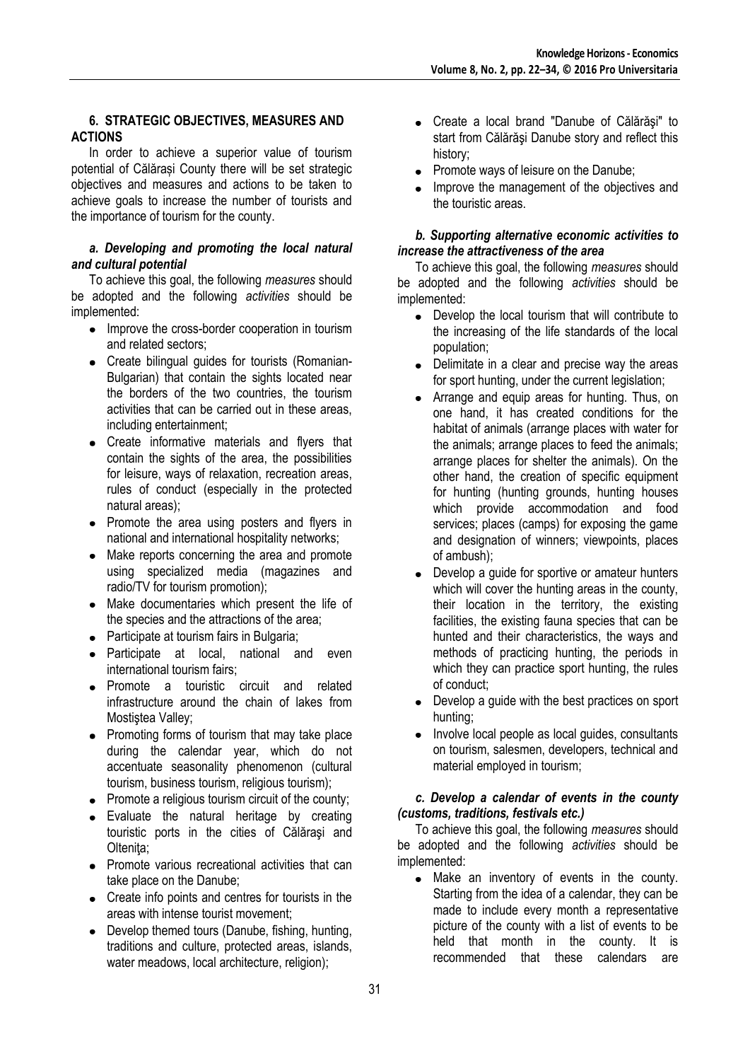## 6. STRATEGIC OBJECTIVES, MEASURES AND ACTIONS

In order to achieve a superior value of tourism potential of Călărași County there will be set strategic objectives and measures and actions to be taken to achieve goals to increase the number of tourists and the importance of tourism for the county.

### *a. Developing and promoting the local natural and cultural potential*

To achieve this goal, the following *measures* should be adopted and the following *activities* should be implemented:

- Improve the cross-border cooperation in tourism and related sectors;
- Create bilingual guides for tourists (Romanian-Bulgarian) that contain the sights located near the borders of the two countries, the tourism activities that can be carried out in these areas, including entertainment;
- Create informative materials and flyers that contain the sights of the area, the possibilities for leisure, ways of relaxation, recreation areas, rules of conduct (especially in the protected natural areas);
- Promote the area using posters and flyers in national and international hospitality networks;
- Make reports concerning the area and promote using specialized media (magazines and radio/TV for tourism promotion);
- Make documentaries which present the life of the species and the attractions of the area;
- Participate at tourism fairs in Bulgaria;
- Participate at local, national and even international tourism fairs;
- Promote a touristic circuit and related infrastructure around the chain of lakes from Mostiştea Valley;
- Promoting forms of tourism that may take place during the calendar year, which do not accentuate seasonality phenomenon (cultural tourism, business tourism, religious tourism);
- Promote a religious tourism circuit of the county;
- Evaluate the natural heritage by creating touristic ports in the cities of Călăraşi and Olteniţa;
- Promote various recreational activities that can take place on the Danube;
- Create info points and centres for tourists in the areas with intense tourist movement;
- Develop themed tours (Danube, fishing, hunting, traditions and culture, protected areas, islands, water meadows, local architecture, religion);
- Create a local brand "Danube of Călărăşi" to start from Călărăşi Danube story and reflect this history;
- Promote ways of leisure on the Danube;
- Improve the management of the objectives and the touristic areas.

### *b. Supporting alternative economic activities to increase the attractiveness of the area*

To achieve this goal, the following *measures* should be adopted and the following *activities* should be implemented:

- Develop the local tourism that will contribute to the increasing of the life standards of the local population;
- Delimitate in a clear and precise way the areas for sport hunting, under the current legislation;
- Arrange and equip areas for hunting. Thus, on one hand, it has created conditions for the habitat of animals (arrange places with water for the animals; arrange places to feed the animals; arrange places for shelter the animals). On the other hand, the creation of specific equipment for hunting (hunting grounds, hunting houses which provide accommodation and food services; places (camps) for exposing the game and designation of winners; viewpoints, places of ambush);
- Develop a guide for sportive or amateur hunters which will cover the hunting areas in the county, their location in the territory, the existing facilities, the existing fauna species that can be hunted and their characteristics, the ways and methods of practicing hunting, the periods in which they can practice sport hunting, the rules of conduct;
- Develop a guide with the best practices on sport hunting;
- Involve local people as local guides, consultants on tourism, salesmen, developers, technical and material employed in tourism;

### *c. Develop a calendar of events in the county (customs, traditions, festivals etc.)*

To achieve this goal, the following *measures* should be adopted and the following *activities* should be implemented:

- Make an inventory of events in the county. Starting from the idea of a calendar, they can be made to include every month a representative picture of the county with a list of events to be held that month in the county. It is recommended that these calendars are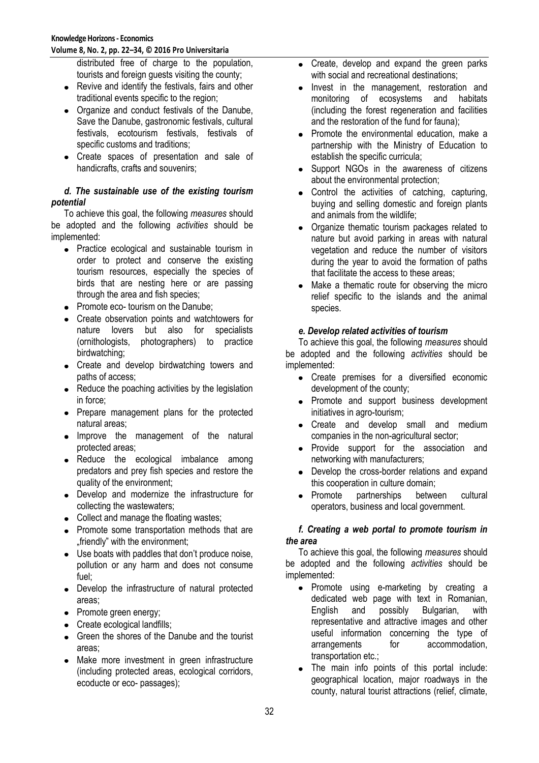distributed free of charge to the population, tourists and foreign guests visiting the county;
- Revive and identify the festivals, fairs and other traditional events specific to the region;
- Organize and conduct festivals of the Danube, Save the Danube, gastronomic festivals, cultural festivals, ecotourism festivals, festivals of specific customs and traditions;
- Create spaces of presentation and sale of handicrafts, crafts and souvenirs;

### *d. The sustainable use of the existing tourism potential*

To achieve this goal, the following *measures* should be adopted and the following *activities* should be implemented:

- Practice ecological and sustainable tourism in order to protect and conserve the existing tourism resources, especially the species of birds that are nesting here or are passing through the area and fish species;
- Promote eco- tourism on the Danube;
- Create observation points and watchtowers for nature lovers but also for specialists (ornithologists, photographers) to practice birdwatching;
- Create and develop birdwatching towers and paths of access;
- Reduce the poaching activities by the legislation in force;
- Prepare management plans for the protected natural areas;
- Improve the management of the natural protected areas;
- Reduce the ecological imbalance among predators and prey fish species and restore the quality of the environment;
- Develop and modernize the infrastructure for collecting the wastewaters;
- Collect and manage the floating wastes;
- Promote some transportation methods that are „friendly" with the environment;
- Use boats with paddles that don't produce noise, pollution or any harm and does not consume fuel;
- Develop the infrastructure of natural protected areas;
- Promote green energy;
- Create ecological landfills;
- Green the shores of the Danube and the tourist areas;
- Make more investment in green infrastructure (including protected areas, ecological corridors, ecoducte or eco- passages);
- Create, develop and expand the green parks with social and recreational destinations;
- Invest in the management, restoration and monitoring of ecosystems and habitats (including the forest regeneration and facilities and the restoration of the fund for fauna);
- Promote the environmental education, make a partnership with the Ministry of Education to establish the specific curricula;
- Support NGOs in the awareness of citizens about the environmental protection;
- Control the activities of catching, capturing, buying and selling domestic and foreign plants and animals from the wildlife;
- Organize thematic tourism packages related to nature but avoid parking in areas with natural vegetation and reduce the number of visitors during the year to avoid the formation of paths that facilitate the access to these areas;
- Make a thematic route for observing the micro relief specific to the islands and the animal species.

### *e. Develop related activities of tourism*

To achieve this goal, the following *measures* should be adopted and the following *activities* should be implemented:

- Create premises for a diversified economic development of the county;
- Promote and support business development initiatives in agro-tourism;
- Create and develop small and medium companies in the non-agricultural sector;
- Provide support for the association and networking with manufacturers;
- Develop the cross-border relations and expand this cooperation in culture domain;
- Promote partnerships between cultural operators, business and local government.

### *f. Creating a web portal to promote tourism in the area*

To achieve this goal, the following *measures* should be adopted and the following *activities* should be implemented:

- Promote using e-marketing by creating a dedicated web page with text in Romanian, English and possibly Bulgarian, with representative and attractive images and other useful information concerning the type of arrangements for accommodation, transportation etc.;
- The main info points of this portal include: geographical location, major roadways in the county, natural tourist attractions (relief, climate,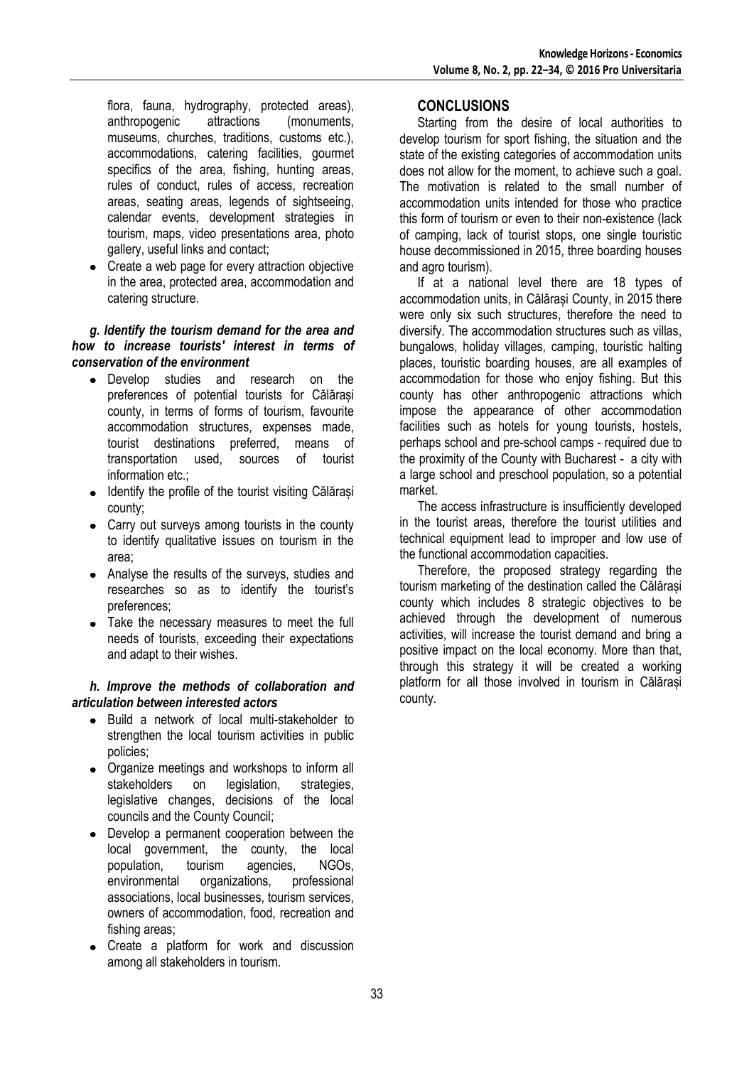flora, fauna, hydrography, protected areas), anthropogenic attractions (monuments, museums, churches, traditions, customs etc.), accommodations, catering facilities, gourmet specifics of the area, fishing, hunting areas, rules of conduct, rules of access, recreation areas, seating areas, legends of sightseeing, calendar events, development strategies in tourism, maps, video presentations area, photo gallery, useful links and contact;

- Create a web page for every attraction objective in the area, protected area, accommodation and catering structure.

***g. Identify the tourism demand for the area and how to increase tourists' interest in terms of conservation of the environment***

- Develop studies and research on the preferences of potential tourists for Călărași county, in terms of forms of tourism, favourite accommodation structures, expenses made, tourist destinations preferred, means of transportation used, sources of tourist information etc.;
- Identify the profile of the tourist visiting Călărași county;
- Carry out surveys among tourists in the county to identify qualitative issues on tourism in the area;
- Analyse the results of the surveys, studies and researches so as to identify the tourist's preferences;
- Take the necessary measures to meet the full needs of tourists, exceeding their expectations and adapt to their wishes.

***h. Improve the methods of collaboration and articulation between interested actors***

- Build a network of local multi-stakeholder to strengthen the local tourism activities in public policies;
- Organize meetings and workshops to inform all stakeholders on legislation, strategies, legislative changes, decisions of the local councils and the County Council;
- Develop a permanent cooperation between the local government, the county, the local population, tourism agencies, NGOs, environmental organizations, professional associations, local businesses, tourism services, owners of accommodation, food, recreation and fishing areas;
- Create a platform for work and discussion among all stakeholders in tourism.

## CONCLUSIONS

Starting from the desire of local authorities to develop tourism for sport fishing, the situation and the state of the existing categories of accommodation units does not allow for the moment, to achieve such a goal. The motivation is related to the small number of accommodation units intended for those who practice this form of tourism or even to their non-existence (lack of camping, lack of tourist stops, one single touristic house decommissioned in 2015, three boarding houses and agro tourism).

If at a national level there are 18 types of accommodation units, in Călărași County, in 2015 there were only six such structures, therefore the need to diversify. The accommodation structures such as villas, bungalows, holiday villages, camping, touristic halting places, touristic boarding houses, are all examples of accommodation for those who enjoy fishing. But this county has other anthropogenic attractions which impose the appearance of other accommodation facilities such as hotels for young tourists, hostels, perhaps school and pre-school camps - required due to the proximity of the County with Bucharest - a city with a large school and preschool population, so a potential market.

The access infrastructure is insufficiently developed in the tourist areas, therefore the tourist utilities and technical equipment lead to improper and low use of the functional accommodation capacities.

Therefore, the proposed strategy regarding the tourism marketing of the destination called the Călărași county which includes 8 strategic objectives to be achieved through the development of numerous activities, will increase the tourist demand and bring a positive impact on the local economy. More than that, through this strategy it will be created a working platform for all those involved in tourism in Călărași county.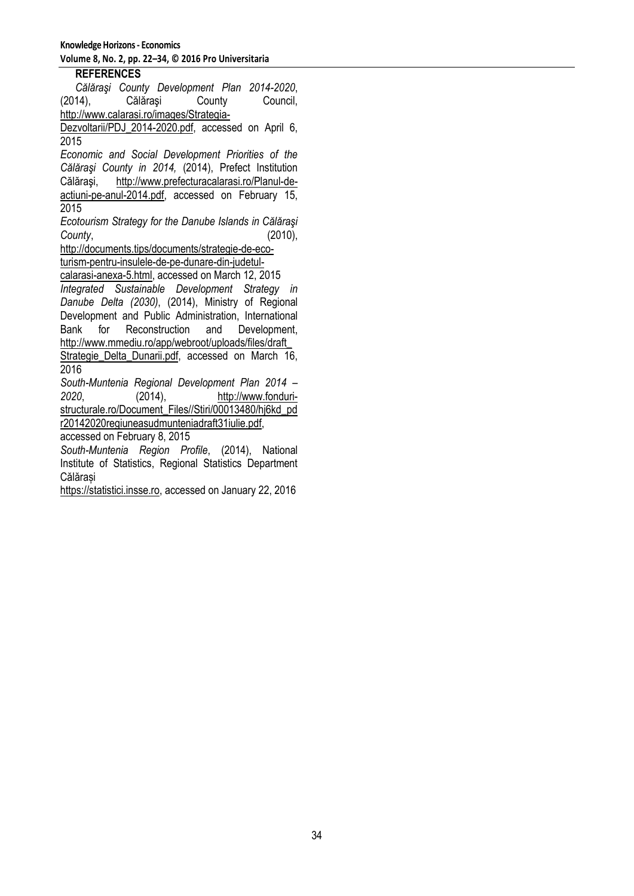## REFERENCES

*Călăraşi County Development Plan 2014-2020*, (2014), Călăraşi County Council, http://www.calarasi.ro/images/Strategia-Dezvoltarii/PDJ_2014-2020.pdf, accessed on April 6, 2015

*Economic and Social Development Priorities of the Călăraşi County in 2014,* (2014), Prefect Institution Călăraşi, http://www.prefecturacalarasi.ro/Planul-de-actiuni-pe-anul-2014.pdf, accessed on February 15, 2015

*Ecotourism Strategy for the Danube Islands in Călăraşi County*, (2010), http://documents.tips/documents/strategie-de-eco-turism-pentru-insulele-de-pe-dunare-din-judetul-calarasi-anexa-5.html, accessed on March 12, 2015

*Integrated Sustainable Development Strategy in Danube Delta (2030)*, (2014), Ministry of Regional Development and Public Administration, International Bank for Reconstruction and Development, http://www.mmediu.ro/app/webroot/uploads/files/draft_Strategie_Delta_Dunarii.pdf, accessed on March 16, 2016

*South-Muntenia Regional Development Plan 2014 – 2020*, (2014), http://www.fonduri-structurale.ro/Document_Files//Stiri/00013480/hj6kd_pdr20142020regiuneasudmunteniadraft31iulie.pdf, accessed on February 8, 2015

*South-Muntenia Region Profile*, (2014), National Institute of Statistics, Regional Statistics Department Călărași https://statistici.insse.ro, accessed on January 22, 2016